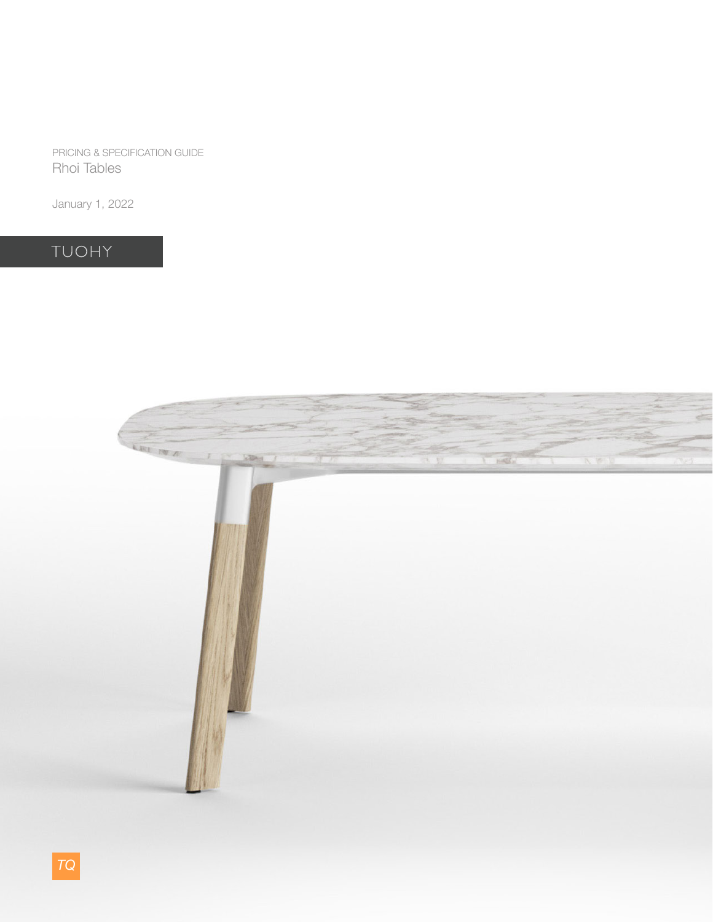PRICING & SPECIFICATION GUIDE

# Rhoi Tables

January 1, 2022

TUOHY

TQ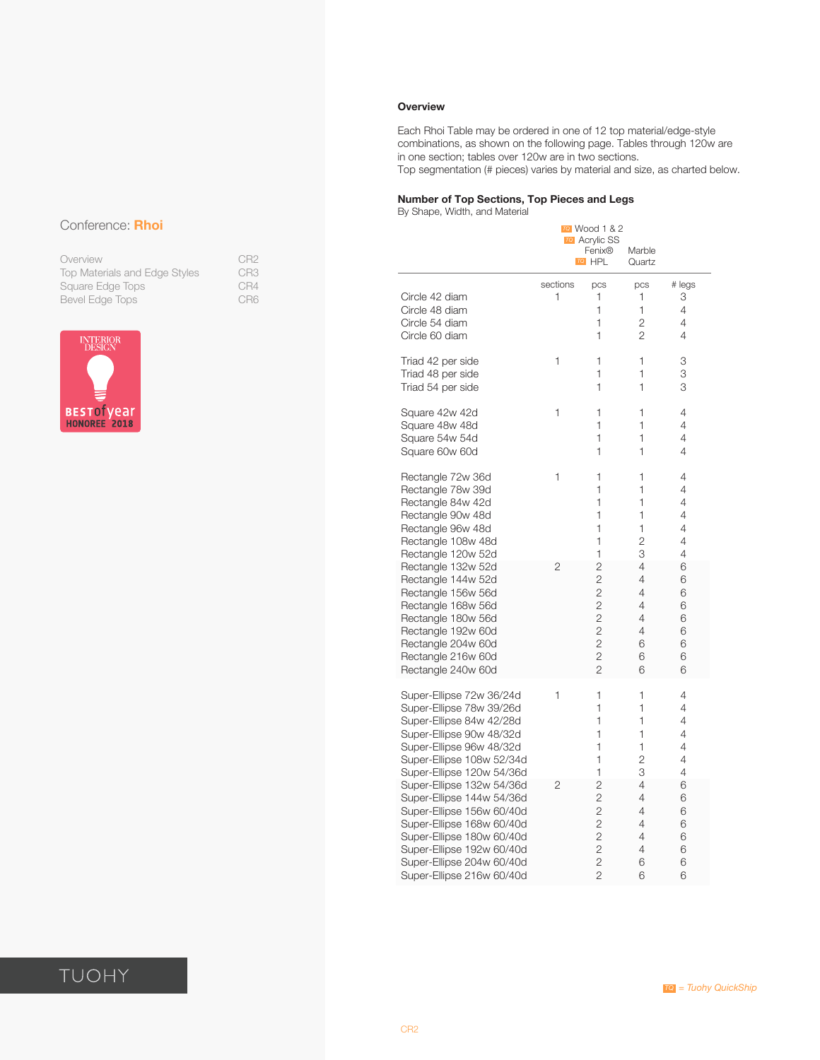Conference: **Rhoi**

| | |
|---|---|
| Overview | CR2 |
| Top Materials and Edge Styles | CR3 |
| Square Edge Tops | CR4 |
| Bevel Edge Tops | CR6 |

INTERIOR DESIGN BEST of year HONOREE 2018

## Overview

Each Rhoi Table may be ordered in one of 12 top material/edge-style combinations, as shown on the following page. Tables through 120w are in one section; tables over 120w are in two sections.
Top segmentation (# pieces) varies by material and size, as charted below.

### Number of Top Sections, Top Pieces and Legs

By Shape, Width, and Material

| | | TQ Wood 1 & 2, TQ Acrylic SS, Fenix®, TQ HPL | Marble Quartz | |
|---|---|---|---|---|
| | sections | pcs | pcs | # legs |
| Circle 42 diam | 1 | 1 | 1 | 3 |
| Circle 48 diam | | 1 | 1 | 4 |
| Circle 54 diam | | 1 | 2 | 4 |
| Circle 60 diam | | 1 | 2 | 4 |
| Triad 42 per side | 1 | 1 | 1 | 3 |
| Triad 48 per side | | 1 | 1 | 3 |
| Triad 54 per side | | 1 | 1 | 3 |
| Square 42w 42d | 1 | 1 | 1 | 4 |
| Square 48w 48d | | 1 | 1 | 4 |
| Square 54w 54d | | 1 | 1 | 4 |
| Square 60w 60d | | 1 | 1 | 4 |
| Rectangle 72w 36d | 1 | 1 | 1 | 4 |
| Rectangle 78w 39d | | 1 | 1 | 4 |
| Rectangle 84w 42d | | 1 | 1 | 4 |
| Rectangle 90w 48d | | 1 | 1 | 4 |
| Rectangle 96w 48d | | 1 | 1 | 4 |
| Rectangle 108w 48d | | 1 | 2 | 4 |
| Rectangle 120w 52d | | 1 | 3 | 4 |
| Rectangle 132w 52d | 2 | 2 | 4 | 6 |
| Rectangle 144w 52d | | 2 | 4 | 6 |
| Rectangle 156w 56d | | 2 | 4 | 6 |
| Rectangle 168w 56d | | 2 | 4 | 6 |
| Rectangle 180w 56d | | 2 | 4 | 6 |
| Rectangle 192w 60d | | 2 | 4 | 6 |
| Rectangle 204w 60d | | 2 | 6 | 6 |
| Rectangle 216w 60d | | 2 | 6 | 6 |
| Rectangle 240w 60d | | 2 | 6 | 6 |
| Super-Ellipse 72w 36/24d | 1 | 1 | 1 | 4 |
| Super-Ellipse 78w 39/26d | | 1 | 1 | 4 |
| Super-Ellipse 84w 42/28d | | 1 | 1 | 4 |
| Super-Ellipse 90w 48/32d | | 1 | 1 | 4 |
| Super-Ellipse 96w 48/32d | | 1 | 1 | 4 |
| Super-Ellipse 108w 52/34d | | 1 | 2 | 4 |
| Super-Ellipse 120w 54/36d | | 1 | 3 | 4 |
| Super-Ellipse 132w 54/36d | 2 | 2 | 4 | 6 |
| Super-Ellipse 144w 54/36d | | 2 | 4 | 6 |
| Super-Ellipse 156w 60/40d | | 2 | 4 | 6 |
| Super-Ellipse 168w 60/40d | | 2 | 4 | 6 |
| Super-Ellipse 180w 60/40d | | 2 | 4 | 6 |
| Super-Ellipse 192w 60/40d | | 2 | 4 | 6 |
| Super-Ellipse 204w 60/40d | | 2 | 6 | 6 |
| Super-Ellipse 216w 60/40d | | 2 | 6 | 6 |

TQ = *Tuohy QuickShip*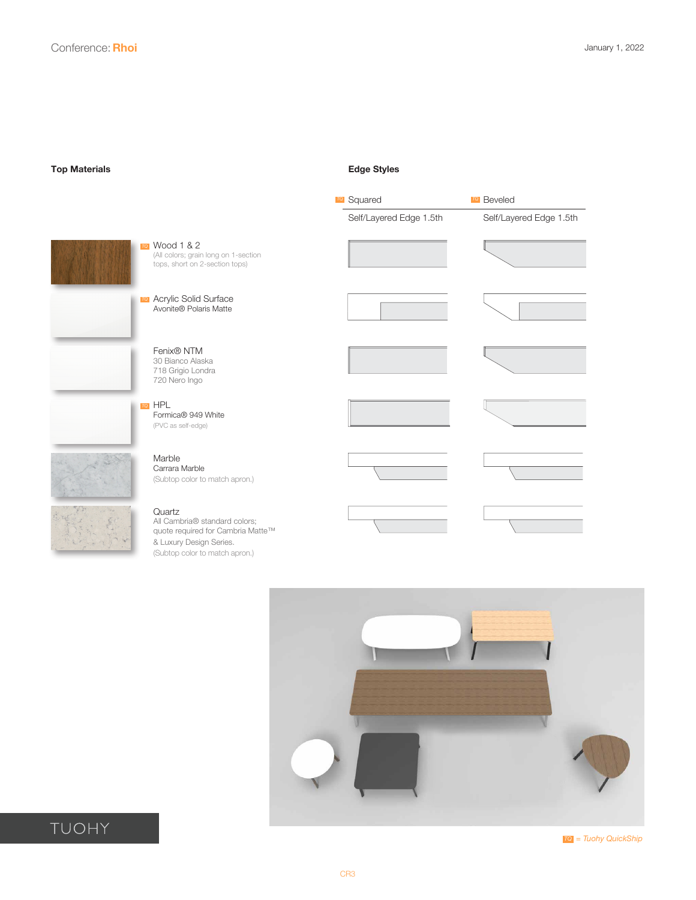# Conference: Rhoi

January 1, 2022

## Top Materials

TQ Wood 1 & 2
(All colors; grain long on 1-section tops, short on 2-section tops)

TQ Acrylic Solid Surface
Avonite® Polaris Matte

Fenix® NTM
30 Bianco Alaska
718 Grigio Londra
720 Nero Ingo

TQ HPL
Formica® 949 White
(PVC as self-edge)

Marble
Carrara Marble
(Subtop color to match apron.)

Quartz
All Cambria® standard colors; quote required for Cambria Matte™ & Luxury Design Series.
(Subtop color to match apron.)

## Edge Styles

| TQ Squared | TQ Beveled |
| --- | --- |
| Self/Layered Edge 1.5th | Self/Layered Edge 1.5th |

TQ = Tuohy QuickShip

TUOHY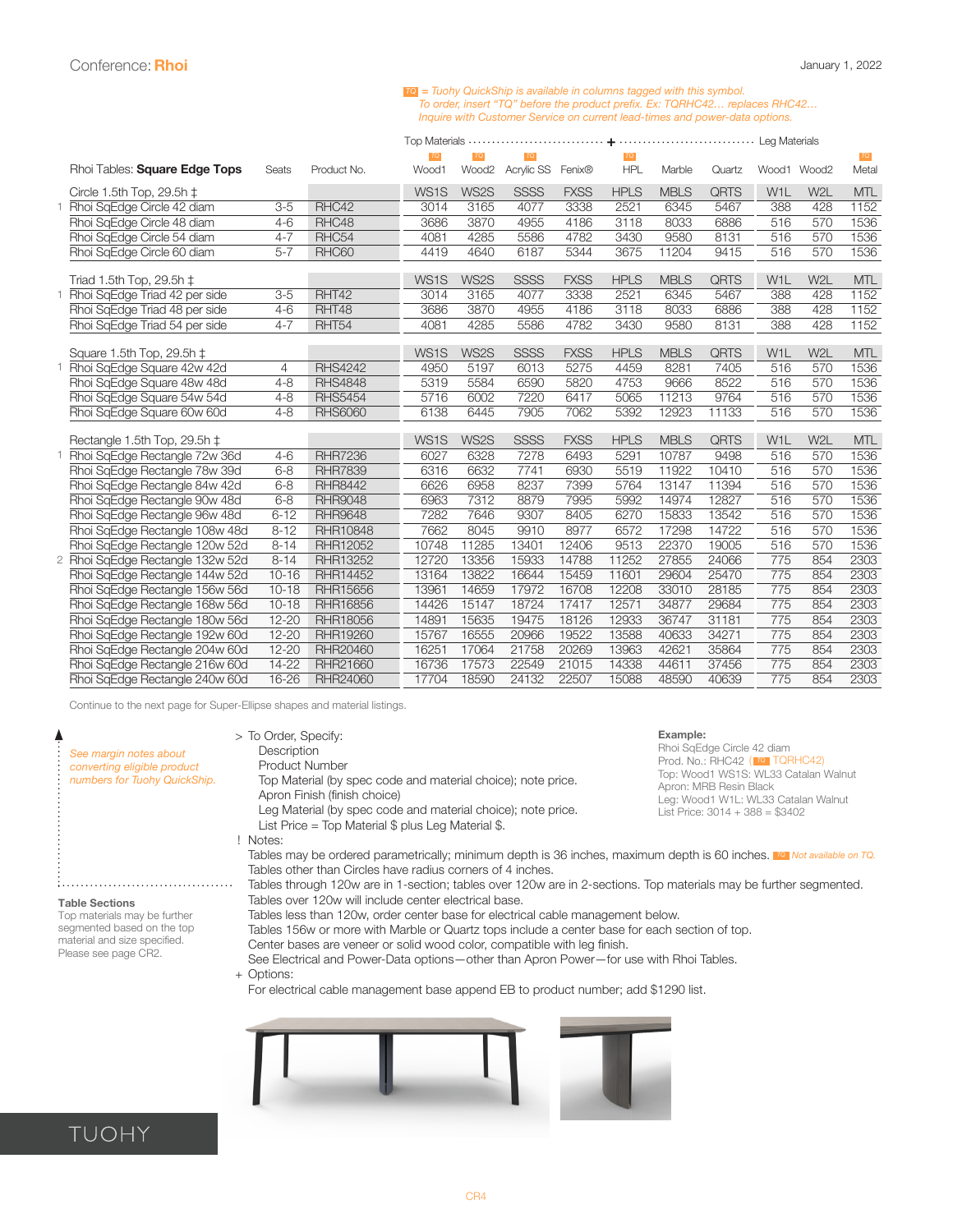# Conference: Rhoi

January 1, 2022

*TQ = Tuohy QuickShip is available in columns tagged with this symbol. To order, insert "TQ" before the product prefix. Ex: TQRHC42… replaces RHC42… Inquire with Customer Service on current lead-times and power-data options.*

| | | | Top Materials | | | | | | | Leg Materials | | |
|---|---|---|---|---|---|---|---|---|---|---|---|---|
| | | | TQ | TQ | TQ | | TQ | | | | | TQ |
| Rhoi Tables: **Square Edge Tops** | Seats | Product No. | Wood1 | Wood2 | Acrylic SS | Fenix® | HPL | Marble | Quartz | Wood1 | Wood2 | Metal |
| Circle 1.5th Top, 29.5h ‡ | | | WS1S | WS2S | SSSS | FXSS | HPLS | MBLS | QRTS | W1L | W2L | MTL |
| 1 Rhoi SqEdge Circle 42 diam | 3-5 | RHC42 | 3014 | 3165 | 4077 | 3338 | 2521 | 6345 | 5467 | 388 | 428 | 1152 |
| Rhoi SqEdge Circle 48 diam | 4-6 | RHC48 | 3686 | 3870 | 4955 | 4186 | 3118 | 8033 | 6886 | 516 | 570 | 1536 |
| Rhoi SqEdge Circle 54 diam | 4-7 | RHC54 | 4081 | 4285 | 5586 | 4782 | 3430 | 9580 | 8131 | 516 | 570 | 1536 |
| Rhoi SqEdge Circle 60 diam | 5-7 | RHC60 | 4419 | 4640 | 6187 | 5344 | 3675 | 11204 | 9415 | 516 | 570 | 1536 |
| Triad 1.5th Top, 29.5h ‡ | | | WS1S | WS2S | SSSS | FXSS | HPLS | MBLS | QRTS | W1L | W2L | MTL |
| 1 Rhoi SqEdge Triad 42 per side | 3-5 | RHT42 | 3014 | 3165 | 4077 | 3338 | 2521 | 6345 | 5467 | 388 | 428 | 1152 |
| Rhoi SqEdge Triad 48 per side | 4-6 | RHT48 | 3686 | 3870 | 4955 | 4186 | 3118 | 8033 | 6886 | 388 | 428 | 1152 |
| Rhoi SqEdge Triad 54 per side | 4-7 | RHT54 | 4081 | 4285 | 5586 | 4782 | 3430 | 9580 | 8131 | 388 | 428 | 1152 |
| Square 1.5th Top, 29.5h ‡ | | | WS1S | WS2S | SSSS | FXSS | HPLS | MBLS | QRTS | W1L | W2L | MTL |
| 1 Rhoi SqEdge Square 42w 42d | 4 | RHS4242 | 4950 | 5197 | 6013 | 5275 | 4459 | 8281 | 7405 | 516 | 570 | 1536 |
| Rhoi SqEdge Square 48w 48d | 4-8 | RHS4848 | 5319 | 5584 | 6590 | 5820 | 4753 | 9666 | 8522 | 516 | 570 | 1536 |
| Rhoi SqEdge Square 54w 54d | 4-8 | RHS5454 | 5716 | 6002 | 7220 | 6417 | 5065 | 11213 | 9764 | 516 | 570 | 1536 |
| Rhoi SqEdge Square 60w 60d | 4-8 | RHS6060 | 6138 | 6445 | 7905 | 7062 | 5392 | 12923 | 11133 | 516 | 570 | 1536 |
| Rectangle 1.5th Top, 29.5h ‡ | | | WS1S | WS2S | SSSS | FXSS | HPLS | MBLS | QRTS | W1L | W2L | MTL |
| 1 Rhoi SqEdge Rectangle 72w 36d | 4-6 | RHR7236 | 6027 | 6328 | 7278 | 6493 | 5291 | 10787 | 9498 | 516 | 570 | 1536 |
| Rhoi SqEdge Rectangle 78w 39d | 6-8 | RHR7839 | 6316 | 6632 | 7741 | 6930 | 5519 | 11922 | 10410 | 516 | 570 | 1536 |
| Rhoi SqEdge Rectangle 84w 42d | 6-8 | RHR8442 | 6626 | 6958 | 8237 | 7399 | 5764 | 13147 | 11394 | 516 | 570 | 1536 |
| Rhoi SqEdge Rectangle 90w 48d | 6-8 | RHR9048 | 6963 | 7312 | 8879 | 7995 | 5992 | 14974 | 12827 | 516 | 570 | 1536 |
| Rhoi SqEdge Rectangle 96w 48d | 6-12 | RHR9648 | 7282 | 7646 | 9307 | 8405 | 6270 | 15833 | 13542 | 516 | 570 | 1536 |
| Rhoi SqEdge Rectangle 108w 48d | 8-12 | RHR10848 | 7662 | 8045 | 9910 | 8977 | 6572 | 17298 | 14722 | 516 | 570 | 1536 |
| Rhoi SqEdge Rectangle 120w 52d | 8-14 | RHR12052 | 10748 | 11285 | 13401 | 12406 | 9513 | 22370 | 19005 | 516 | 570 | 1536 |
| 2 Rhoi SqEdge Rectangle 132w 52d | 8-14 | RHR13252 | 12720 | 13356 | 15933 | 14788 | 11252 | 27855 | 24066 | 775 | 854 | 2303 |
| Rhoi SqEdge Rectangle 144w 52d | 10-16 | RHR14452 | 13164 | 13822 | 16644 | 15459 | 11601 | 29604 | 25470 | 775 | 854 | 2303 |
| Rhoi SqEdge Rectangle 156w 56d | 10-18 | RHR15656 | 13961 | 14659 | 17972 | 16708 | 12208 | 33010 | 28185 | 775 | 854 | 2303 |
| Rhoi SqEdge Rectangle 168w 56d | 10-18 | RHR16856 | 14426 | 15147 | 18724 | 17417 | 12571 | 34877 | 29684 | 775 | 854 | 2303 |
| Rhoi SqEdge Rectangle 180w 56d | 12-20 | RHR18056 | 14891 | 15635 | 19475 | 18126 | 12933 | 36747 | 31181 | 775 | 854 | 2303 |
| Rhoi SqEdge Rectangle 192w 60d | 12-20 | RHR19260 | 15767 | 16555 | 20966 | 19522 | 13588 | 40633 | 34271 | 775 | 854 | 2303 |
| Rhoi SqEdge Rectangle 204w 60d | 12-20 | RHR20460 | 16251 | 17064 | 21758 | 20269 | 13963 | 42621 | 35864 | 775 | 854 | 2303 |
| Rhoi SqEdge Rectangle 216w 60d | 14-22 | RHR21660 | 16736 | 17573 | 22549 | 21015 | 14338 | 44611 | 37456 | 775 | 854 | 2303 |
| Rhoi SqEdge Rectangle 240w 60d | 16-26 | RHR24060 | 17704 | 18590 | 24132 | 22507 | 15088 | 48590 | 40639 | 775 | 854 | 2303 |

Continue to the next page for Super-Ellipse shapes and material listings.

*See margin notes about converting eligible product numbers for Tuohy QuickShip.*

**Table Sections**
Top materials may be further segmented based on the top material and size specified. Please see page CR2.

> To Order, Specify:
- Description
- Product Number
- Top Material (by spec code and material choice); note price.
- Apron Finish (finish choice)
- Leg Material (by spec code and material choice); note price.
- List Price = Top Material $ plus Leg Material $.

**Example:**
Rhoi SqEdge Circle 42 diam
Prod. No.: RHC42 (TQ TQRHC42)
Top: Wood1 WS1S: WL33 Catalan Walnut
Apron: MRB Resin Black
Leg: Wood1 W1L: WL33 Catalan Walnut
List Price: 3014 + 388 = $3402

! Notes:
- Tables may be ordered parametrically; minimum depth is 36 inches, maximum depth is 60 inches. *TQ Not available on TQ.*
- Tables other than Circles have radius corners of 4 inches.
- Tables through 120w are in 1-section; tables over 120w are in 2-sections. Top materials may be further segmented.
- Tables over 120w will include center electrical base.
- Tables less than 120w, order center base for electrical cable management below.
- Tables 156w or more with Marble or Quartz tops include a center base for each section of top.
- Center bases are veneer or solid wood color, compatible with leg finish.
- See Electrical and Power-Data options—other than Apron Power—for use with Rhoi Tables.

+ Options:
- For electrical cable management base append EB to product number; add $1290 list.

TUOHY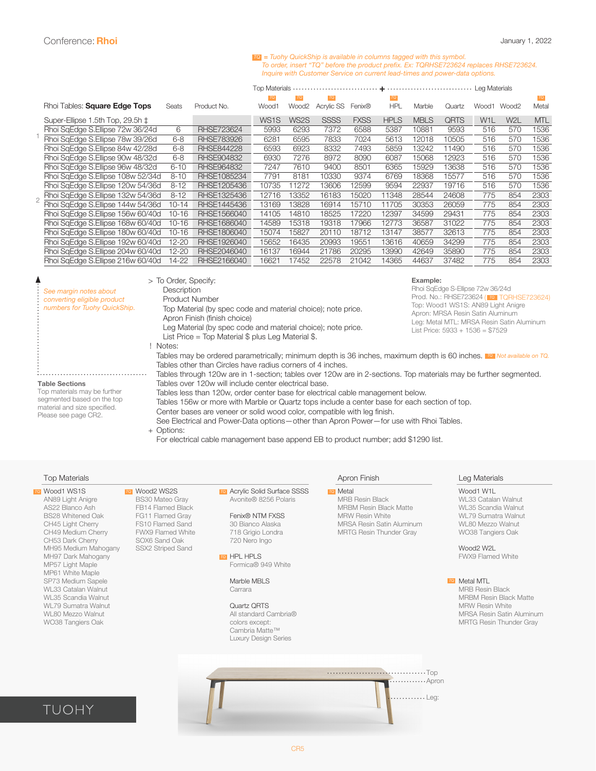Conference: **Rhoi**

January 1, 2022

*TQ = Tuohy QuickShip is available in columns tagged with this symbol. To order, insert "TQ" before the product prefix. Ex: TQRHSE723624 replaces RHSE723624. Inquire with Customer Service on current lead-times and power-data options.*

| Rhoi Tables: **Square Edge Tops** | Seats | Product No. | Top Materials: Wood1 (TQ) | Wood2 (TQ) | Acrylic SSS (TQ) | Fenix® | HPL (TQ) | Marble | Quartz | Leg Materials: Wood1 | Wood2 | Metal (TQ) |
|---|---|---|---|---|---|---|---|---|---|---|---|---|
| Super-Ellipse 1.5th Top, 29.5h ‡ | | | WS1S | WS2S | SSSS | FXSS | HPLS | MBLS | QRTS | W1L | W2L | MTL |
| Rhoi SqEdge S.Ellipse 72w 36/24d | 6 | RHSE723624 | 5993 | 6293 | 7372 | 6588 | 5387 | 10881 | 9593 | 516 | 570 | 1536 |
| Rhoi SqEdge S.Ellipse 78w 39/26d | 6-8 | RHSE783926 | 6281 | 6595 | 7833 | 7024 | 5613 | 12018 | 10505 | 516 | 570 | 1536 |
| Rhoi SqEdge S.Ellipse 84w 42/28d | 6-8 | RHSE844228 | 6593 | 6923 | 8332 | 7493 | 5859 | 13242 | 11490 | 516 | 570 | 1536 |
| Rhoi SqEdge S.Ellipse 90w 48/32d | 6-8 | RHSE904832 | 6930 | 7276 | 8972 | 8090 | 6087 | 15068 | 12923 | 516 | 570 | 1536 |
| Rhoi SqEdge S.Ellipse 96w 48/32d | 6-10 | RHSE964832 | 7247 | 7610 | 9400 | 8501 | 6365 | 15929 | 13638 | 516 | 570 | 1536 |
| Rhoi SqEdge S.Ellipse 108w 52/34d | 8-10 | RHSE1085234 | 7791 | 8181 | 10330 | 9374 | 6769 | 18368 | 15577 | 516 | 570 | 1536 |
| Rhoi SqEdge S.Ellipse 120w 54/36d | 8-12 | RHSE1205436 | 10735 | 11272 | 13606 | 12599 | 9594 | 22937 | 19716 | 516 | 570 | 1536 |
| Rhoi SqEdge S.Ellipse 132w 54/36d | 8-12 | RHSE1325436 | 12716 | 13352 | 16183 | 15020 | 11348 | 28544 | 24608 | 775 | 854 | 2303 |
| Rhoi SqEdge S.Ellipse 144w 54/36d | 10-14 | RHSE1445436 | 13169 | 13828 | 16914 | 15710 | 11705 | 30353 | 26059 | 775 | 854 | 2303 |
| Rhoi SqEdge S.Ellipse 156w 60/40d | 10-16 | RHSE1566040 | 14105 | 14810 | 18525 | 17220 | 12397 | 34599 | 29431 | 775 | 854 | 2303 |
| Rhoi SqEdge S.Ellipse 168w 60/40d | 10-16 | RHSE1686040 | 14589 | 15318 | 19318 | 17966 | 12773 | 36587 | 31022 | 775 | 854 | 2303 |
| Rhoi SqEdge S.Ellipse 180w 60/40d | 10-16 | RHSE1806040 | 15074 | 15827 | 20110 | 18712 | 13147 | 38577 | 32613 | 775 | 854 | 2303 |
| Rhoi SqEdge S.Ellipse 192w 60/40d | 12-20 | RHSE1926040 | 15652 | 16435 | 20993 | 19551 | 13616 | 40659 | 34299 | 775 | 854 | 2303 |
| Rhoi SqEdge S.Ellipse 204w 60/40d | 12-20 | RHSE2046040 | 16137 | 16944 | 21786 | 20295 | 13990 | 42649 | 35890 | 775 | 854 | 2303 |
| Rhoi SqEdge S.Ellipse 216w 60/40d | 14-22 | RHSE2166040 | 16621 | 17452 | 22578 | 21042 | 14365 | 44637 | 37482 | 775 | 854 | 2303 |

Sections: 1 (72w–120w), 2 (132w–216w)

*See margin notes about converting eligible product numbers for Tuohy QuickShip.*

**Table Sections**
Top materials may be further segmented based on the top material and size specified. Please see page CR2.

\> To Order, Specify:
- Description
- Product Number
- Top Material (by spec code and material choice); note price.
- Apron Finish (finish choice)
- Leg Material (by spec code and material choice); note price.
- List Price = Top Material $ plus Leg Material $.

**Example:**
Rhoi SqEdge S-Ellipse 72w 36/24d
Prod. No.: RHSE723624 (TQ TQRHSE723624)
Top: Wood1 WS1S: AN89 Light Anigre
Apron: MRSA Resin Satin Aluminum
Leg: Metal MTL: MRSA Resin Satin Aluminum
List Price: 5933 + 1536 = $7529

! Notes:
- Tables may be ordered parametrically; minimum depth is 36 inches, maximum depth is 60 inches. *TQ Not available on TQ.*
- Tables other than Circles have radius corners of 4 inches.
- Tables through 120w are in 1-section; tables over 120w are in 2-sections. Top materials may be further segmented.
- Tables over 120w will include center electrical base.
- Tables less than 120w, order center base for electrical cable management below.
- Tables 156w or more with Marble or Quartz tops include a center base for each section of top.
- Center bases are veneer or solid wood color, compatible with leg finish.
- See Electrical and Power-Data options—other than Apron Power—for use with Rhoi Tables.

\+ Options:
- For electrical cable management base append EB to product number; add $1290 list.

## Top Materials

**Wood1 WS1S** (TQ)
AN89 Light Anigre
AS22 Blanco Ash
BS28 Whitened Oak
CH45 Light Cherry
CH49 Medium Cherry
CH53 Dark Cherry
MH95 Medium Mahogany
MH97 Dark Mahogany
MP57 Light Maple
MP61 White Maple
SP73 Medium Sapele
WL33 Catalan Walnut
WL35 Scandia Walnut
WL79 Sumatra Walnut
WL80 Mezzo Walnut
WO38 Tangiers Oak

**Wood2 WS2S** (TQ)
BS30 Mateo Gray
FB14 Flamed Black
FG11 Flamed Gray
FS10 Flamed Sand
FWX9 Flamed White
SOX6 Sand Oak
SSX2 Striped Sand

**Acrylic Solid Surface SSSS** (TQ)
Avonite® 8256 Polaris

**Fenix® NTM FXSS**
30 Bianco Alaska
718 Grigio Londra
720 Nero Ingo

**HPL HPLS** (TQ)
Formica® 949 White

**Marble MBLS**
Carrara

**Quartz QRTS**
All standard Cambria® colors except:
Cambria Matte™
Luxury Design Series

## Apron Finish

**Metal** (TQ)
MRB Resin Black
MRBM Resin Black Matte
MRW Resin White
MRSA Resin Satin Aluminum
MRTG Resin Thunder Gray

## Leg Materials

**Wood1 W1L**
WL33 Catalan Walnut
WL35 Scandia Walnut
WL79 Sumatra Walnut
WL80 Mezzo Walnut
WO38 Tangiers Oak

**Wood2 W2L**
FWX9 Flamed White

**Metal MTL** (TQ)
MRB Resin Black
MRBM Resin Black Matte
MRW Resin White
MRSA Resin Satin Aluminum
MRTG Resin Thunder Gray

Top · Apron · Leg

TUOHY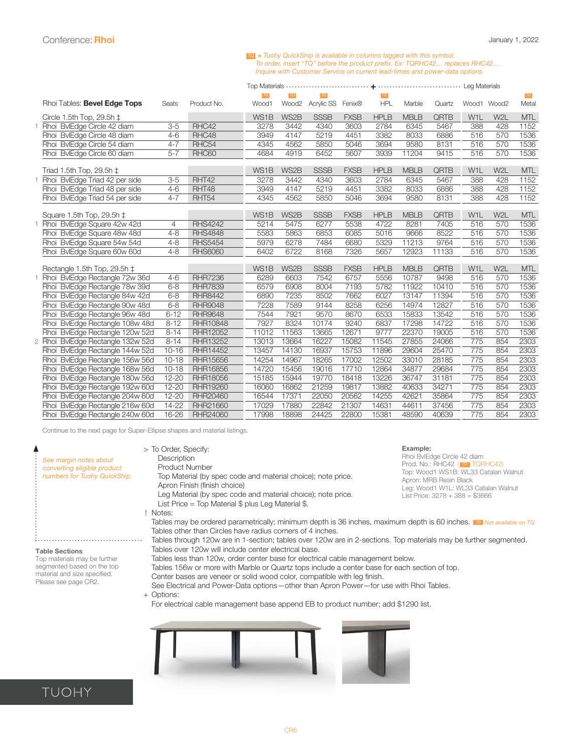Conference: **Rhoi**

January 1, 2022

*TQ = Tuohy QuickShip is available in columns tagged with this symbol. To order, insert "TQ" before the product prefix. Ex: TQRHC42… replaces RHC42… Inquire with Customer Service on current lead-times and power-data options.*

| Rhoi Tables: **Bevel Edge Tops** | Seats | Product No. | Top Materials | | | | | | | Leg Materials | | |
|---|---|---|---|---|---|---|---|---|---|---|---|---|
| | | | Wood1 (TQ) | Wood2 (TQ) | Acrylic SS (TQ) | Fenix® | HPL (TQ) | Marble | Quartz | Wood1 | Wood2 | Metal (TQ) |
| Circle 1.5th Top, 29.5h ‡ | | | WS1B | WS2B | SSSB | FXSB | HPLB | MBLB | QRTB | W1L | W2L | MTL |
| 1 Rhoi BvlEdge Circle 42 diam | 3-5 | RHC42 | 3278 | 3442 | 4340 | 3603 | 2784 | 6345 | 5467 | 388 | 428 | 1152 |
| Rhoi BvlEdge Circle 48 diam | 4-6 | RHC48 | 3949 | 4147 | 5219 | 4451 | 3382 | 8033 | 6886 | 516 | 570 | 1536 |
| Rhoi BvlEdge Circle 54 diam | 4-7 | RHC54 | 4345 | 4562 | 5850 | 5046 | 3694 | 9580 | 8131 | 516 | 570 | 1536 |
| Rhoi BvlEdge Circle 60 diam | 5-7 | RHC60 | 4684 | 4919 | 6452 | 5607 | 3939 | 11204 | 9415 | 516 | 570 | 1536 |
| Triad 1.5th Top, 29.5h ‡ | | | WS1B | WS2B | SSSB | FXSB | HPLB | MBLB | QRTB | W1L | W2L | MTL |
| 1 Rhoi BvlEdge Triad 42 per side | 3-5 | RHT42 | 3278 | 3442 | 4340 | 3603 | 2784 | 6345 | 5467 | 388 | 428 | 1152 |
| Rhoi BvlEdge Triad 48 per side | 4-6 | RHT48 | 3949 | 4147 | 5219 | 4451 | 3382 | 8033 | 6886 | 388 | 428 | 1152 |
| Rhoi BvlEdge Triad 54 per side | 4-7 | RHT54 | 4345 | 4562 | 5850 | 5046 | 3694 | 9580 | 8131 | 388 | 428 | 1152 |
| Square 1.5th Top, 29.5h ‡ | | | WS1B | WS2B | SSSB | FXSB | HPLB | MBLB | QRTB | W1L | W2L | MTL |
| 1 Rhoi BvlEdge Square 42w 42d | 4 | RHS4242 | 5214 | 5475 | 6277 | 5538 | 4722 | 8281 | 7405 | 516 | 570 | 1536 |
| Rhoi BvlEdge Square 48w 48d | 4-8 | RHS4848 | 5583 | 5863 | 6853 | 6085 | 5016 | 9666 | 8522 | 516 | 570 | 1536 |
| Rhoi BvlEdge Square 54w 54d | 4-8 | RHS5454 | 5979 | 6278 | 7484 | 6680 | 5329 | 11213 | 9764 | 516 | 570 | 1536 |
| Rhoi BvlEdge Square 60w 60d | 4-8 | RHS6060 | 6402 | 6722 | 8168 | 7326 | 5657 | 12923 | 11133 | 516 | 570 | 1536 |
| Rectangle 1.5th Top, 29.5h ‡ | | | WS1B | WS2B | SSSB | FXSB | HPLB | MBLB | QRTB | W1L | W2L | MTL |
| 1 Rhoi BvlEdge Rectangle 72w 36d | 4-6 | RHR7236 | 6289 | 6603 | 7542 | 6757 | 5556 | 10787 | 9498 | 516 | 570 | 1536 |
| Rhoi BvlEdge Rectangle 78w 39d | 6-8 | RHR7839 | 6579 | 6908 | 8004 | 7193 | 5782 | 11922 | 10410 | 516 | 570 | 1536 |
| Rhoi BvlEdge Rectangle 84w 42d | 6-8 | RHR8442 | 6890 | 7235 | 8502 | 7662 | 6027 | 13147 | 11394 | 516 | 570 | 1536 |
| Rhoi BvlEdge Rectangle 90w 48d | 6-8 | RHR9048 | 7228 | 7589 | 9144 | 8258 | 6256 | 14974 | 12827 | 516 | 570 | 1536 |
| Rhoi BvlEdge Rectangle 96w 48d | 6-12 | RHR9648 | 7544 | 7921 | 9570 | 8670 | 6533 | 15833 | 13542 | 516 | 570 | 1536 |
| Rhoi BvlEdge Rectangle 108w 48d | 8-12 | RHR10848 | 7927 | 8324 | 10174 | 9240 | 6837 | 17298 | 14722 | 516 | 570 | 1536 |
| Rhoi BvlEdge Rectangle 120w 52d | 8-14 | RHR12052 | 11012 | 11563 | 13665 | 12671 | 9777 | 22370 | 19005 | 516 | 570 | 1536 |
| 2 Rhoi BvlEdge Rectangle 132w 52d | 8-14 | RHR13252 | 13013 | 13664 | 16227 | 15082 | 11545 | 27855 | 24066 | 775 | 854 | 2303 |
| Rhoi BvlEdge Rectangle 144w 52d | 10-16 | RHR14452 | 13457 | 14130 | 16937 | 15753 | 11896 | 29604 | 25470 | 775 | 854 | 2303 |
| Rhoi BvlEdge Rectangle 156w 56d | 10-18 | RHR15656 | 14254 | 14967 | 18265 | 17002 | 12502 | 33010 | 28185 | 775 | 854 | 2303 |
| Rhoi BvlEdge Rectangle 168w 56d | 10-18 | RHR16856 | 14720 | 15456 | 19016 | 17710 | 12864 | 34877 | 29684 | 775 | 854 | 2303 |
| Rhoi BvlEdge Rectangle 180w 56d | 12-20 | RHR18056 | 15185 | 15944 | 19770 | 18418 | 13226 | 36747 | 31181 | 775 | 854 | 2303 |
| Rhoi BvlEdge Rectangle 192w 60d | 12-20 | RHR19260 | 16060 | 16862 | 21259 | 19817 | 13882 | 40633 | 34271 | 775 | 854 | 2303 |
| Rhoi BvlEdge Rectangle 204w 60d | 12-20 | RHR20460 | 16544 | 17371 | 22050 | 20562 | 14255 | 42621 | 35864 | 775 | 854 | 2303 |
| Rhoi BvlEdge Rectangle 216w 60d | 14-22 | RHR21660 | 17029 | 17880 | 22842 | 21307 | 14631 | 44611 | 37456 | 775 | 854 | 2303 |
| Rhoi BvlEdge Rectangle 240w 60d | 16-26 | RHR24060 | 17998 | 18898 | 24425 | 22800 | 15381 | 48590 | 40639 | 775 | 854 | 2303 |

Continue to the next page for Super-Ellipse shapes and material listings.

*See margin notes about converting eligible product numbers for Tuohy QuickShip.*

**Table Sections**
Top materials may be further segmented based on the top material and size specified. Please see page CR2.

> To Order, Specify:
- Description
- Product Number
- Top Material (by spec code and material choice); note price.
- Apron Finish (finish choice)
- Leg Material (by spec code and material choice); note price.
- List Price = Top Material $ plus Leg Material $.

**Example:**
Rhoi BvlEdge Circle 42 diam
Prod. No.: RHC42 (TQ TQRHC42)
Top: Wood1 WS1B: WL33 Catalan Walnut
Apron: MRB Resin Black
Leg: Wood1 W1L: WL33 Catalan Walnut
List Price: 3278 + 388 = $3666

! Notes:
- Tables may be ordered parametrically; minimum depth is 36 inches, maximum depth is 60 inches. *TQ Not available on TQ.*
- Tables other than Circles have radius corners of 4 inches.
- Tables through 120w are in 1-section; tables over 120w are in 2-sections. Top materials may be further segmented.
- Tables over 120w will include center electrical base.
- Tables less than 120w, order center base for electrical cable management below.
- Tables 156w or more with Marble or Quartz tops include a center base for each section of top.
- Center bases are veneer or solid wood color, compatible with leg finish.
- See Electrical and Power-Data options—other than Apron Power—for use with Rhoi Tables.

+ Options:
- For electrical cable management base append EB to product number; add $1290 list.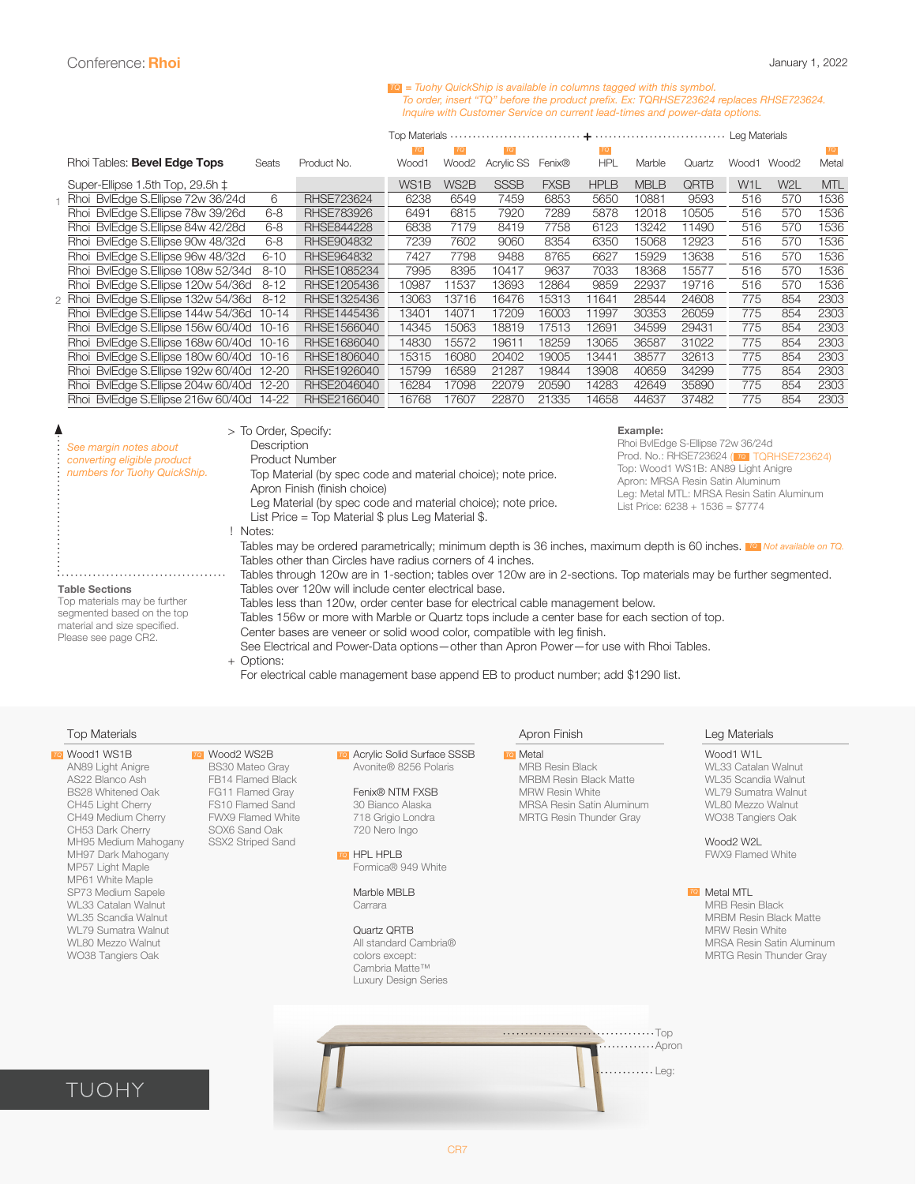Conference: **Rhoi**

January 1, 2022

*TQ = Tuohy QuickShip is available in columns tagged with this symbol. To order, insert "TQ" before the product prefix. Ex: TQRHSE723624 replaces RHSE723624. Inquire with Customer Service on current lead-times and power-data options.*

| Rhoi Tables: **Bevel Edge Tops** | Seats | Product No. | Top Materials | | | | | | | Leg Materials | | |
|---|---|---|---|---|---|---|---|---|---|---|---|---|
| | | | Wood1 (TQ) | Wood2 (TQ) | Acrylic SS (TQ) | Fenix® | HPL (TQ) | Marble | Quartz | Wood1 | Wood2 | Metal (TQ) |
| Super-Ellipse 1.5th Top, 29.5h ‡ | | | WS1B | WS2B | SSSB | FXSB | HPLB | MBLB | QRTB | W1L | W2L | MTL |
| 1 Rhoi BvlEdge S.Ellipse 72w 36/24d | 6 | RHSE723624 | 6238 | 6549 | 7459 | 6853 | 5650 | 10881 | 9593 | 516 | 570 | 1536 |
| Rhoi BvlEdge S.Ellipse 78w 39/26d | 6-8 | RHSE783926 | 6491 | 6815 | 7920 | 7289 | 5878 | 12018 | 10505 | 516 | 570 | 1536 |
| Rhoi BvlEdge S.Ellipse 84w 42/28d | 6-8 | RHSE844228 | 6838 | 7179 | 8419 | 7758 | 6123 | 13242 | 11490 | 516 | 570 | 1536 |
| Rhoi BvlEdge S.Ellipse 90w 48/32d | 6-8 | RHSE904832 | 7239 | 7602 | 9060 | 8354 | 6350 | 15068 | 12923 | 516 | 570 | 1536 |
| Rhoi BvlEdge S.Ellipse 96w 48/32d | 6-10 | RHSE964832 | 7427 | 7798 | 9488 | 8765 | 6627 | 15929 | 13638 | 516 | 570 | 1536 |
| Rhoi BvlEdge S.Ellipse 108w 52/34d | 8-10 | RHSE1085234 | 7995 | 8395 | 10417 | 9637 | 7033 | 18368 | 15577 | 516 | 570 | 1536 |
| Rhoi BvlEdge S.Ellipse 120w 54/36d | 8-12 | RHSE1205436 | 10987 | 11537 | 13693 | 12864 | 9859 | 22937 | 19716 | 516 | 570 | 1536 |
| 2 Rhoi BvlEdge S.Ellipse 132w 54/36d | 8-12 | RHSE1325436 | 13063 | 13716 | 16476 | 15313 | 11641 | 28544 | 24608 | 775 | 854 | 2303 |
| Rhoi BvlEdge S.Ellipse 144w 54/36d | 10-14 | RHSE1445436 | 13401 | 14071 | 17209 | 16003 | 11997 | 30353 | 26059 | 775 | 854 | 2303 |
| Rhoi BvlEdge S.Ellipse 156w 60/40d | 10-16 | RHSE1566040 | 14345 | 15063 | 18819 | 17513 | 12691 | 34599 | 29431 | 775 | 854 | 2303 |
| Rhoi BvlEdge S.Ellipse 168w 60/40d | 10-16 | RHSE1686040 | 14830 | 15572 | 19611 | 18259 | 13065 | 36587 | 31022 | 775 | 854 | 2303 |
| Rhoi BvlEdge S.Ellipse 180w 60/40d | 10-16 | RHSE1806040 | 15315 | 16080 | 20402 | 19005 | 13441 | 38577 | 32613 | 775 | 854 | 2303 |
| Rhoi BvlEdge S.Ellipse 192w 60/40d | 12-20 | RHSE1926040 | 15799 | 16589 | 21287 | 19844 | 13908 | 40659 | 34299 | 775 | 854 | 2303 |
| Rhoi BvlEdge S.Ellipse 204w 60/40d | 12-20 | RHSE2046040 | 16284 | 17098 | 22079 | 20590 | 14283 | 42649 | 35890 | 775 | 854 | 2303 |
| Rhoi BvlEdge S.Ellipse 216w 60/40d | 14-22 | RHSE2166040 | 16768 | 17607 | 22870 | 21335 | 14658 | 44637 | 37482 | 775 | 854 | 2303 |

*See margin notes about converting eligible product numbers for Tuohy QuickShip.*

**Table Sections**
Top materials may be further segmented based on the top material and size specified. Please see page CR2.

> To Order, Specify:
- Description
- Product Number
- Top Material (by spec code and material choice); note price.
- Apron Finish (finish choice)
- Leg Material (by spec code and material choice); note price.
- List Price = Top Material $ plus Leg Material $.

**Example:**
Rhoi BvlEdge S-Ellipse 72w 36/24d
Prod. No.: RHSE723624 (TQ TQRHSE723624)
Top: Wood1 WS1B: AN89 Light Anigre
Apron: MRSA Resin Satin Aluminum
Leg: Metal MTL: MRSA Resin Satin Aluminum
List Price: 6238 + 1536 = $7774

! Notes:
- Tables may be ordered parametrically; minimum depth is 36 inches, maximum depth is 60 inches. *TQ Not available on TQ.*
- Tables other than Circles have radius corners of 4 inches.
- Tables through 120w are in 1-section; tables over 120w are in 2-sections. Top materials may be further segmented.
- Tables over 120w will include center electrical base.
- Tables less than 120w, order center base for electrical cable management below.
- Tables 156w or more with Marble or Quartz tops include a center base for each section of top.
- Center bases are veneer or solid wood color, compatible with leg finish.
- See Electrical and Power-Data options—other than Apron Power—for use with Rhoi Tables.

+ Options:
- For electrical cable management base append EB to product number; add $1290 list.

## Top Materials

**TQ Wood1 WS1B**
AN89 Light Anigre
AS22 Blanco Ash
BS28 Whitened Oak
CH45 Light Cherry
CH49 Medium Cherry
CH53 Dark Cherry
MH95 Medium Mahogany
MH97 Dark Mahogany
MP57 Light Maple
MP61 White Maple
SP73 Medium Sapele
WL33 Catalan Walnut
WL35 Scandia Walnut
WL79 Sumatra Walnut
WL80 Mezzo Walnut
WO38 Tangiers Oak

**TQ Wood2 WS2B**
BS30 Mateo Gray
FB14 Flamed Black
FG11 Flamed Gray
FS10 Flamed Sand
FWX9 Flamed White
SOX6 Sand Oak
SSX2 Striped Sand

**TQ Acrylic Solid Surface SSSB**
Avonite® 8256 Polaris

**Fenix® NTM FXSB**
30 Bianco Alaska
718 Grigio Londra
720 Nero Ingo

**TQ HPL HPLB**
Formica® 949 White

**Marble MBLB**
Carrara

**Quartz QRTB**
All standard Cambria® colors except: Cambria Matte™ Luxury Design Series

## Apron Finish

**TQ Metal**
MRB Resin Black
MRBM Resin Black Matte
MRW Resin White
MRSA Resin Satin Aluminum
MRTG Resin Thunder Gray

## Leg Materials

**Wood1 W1L**
WL33 Catalan Walnut
WL35 Scandia Walnut
WL79 Sumatra Walnut
WL80 Mezzo Walnut
WO38 Tangiers Oak

**Wood2 W2L**
FWX9 Flamed White

**TQ Metal MTL**
MRB Resin Black
MRBM Resin Black Matte
MRW Resin White
MRSA Resin Satin Aluminum
MRTG Resin Thunder Gray

Top
Apron
Leg:

TUOHY